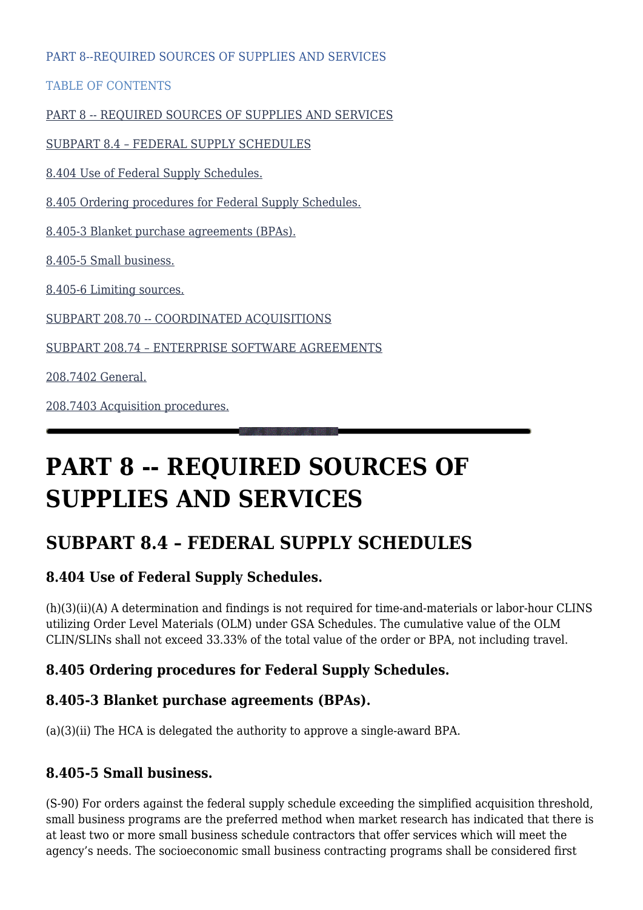PART 8--REQUIRED SOURCES OF SUPPLIES AND SERVICES

TABLE OF CONTENTS

PART 8 -- REQUIRED SOURCES OF SUPPLIES AND SERVICES

SUBPART 8.4 – FEDERAL SUPPLY SCHEDULES

8.404 Use of Federal Supply Schedules.

8.405 Ordering procedures for Federal Supply Schedules.

8.405-3 Blanket purchase agreements (BPAs).

8.405-5 Small business.

8.405-6 Limiting sources.

SUBPART 208.70 -- COORDINATED ACQUISITIONS

SUBPART 208.74 – ENTERPRISE SOFTWARE AGREEMENTS

208.7402 General.

208.7403 Acquisition procedures.

---

# PART 8 -- REQUIRED SOURCES OF SUPPLIES AND SERVICES

## SUBPART 8.4 – FEDERAL SUPPLY SCHEDULES

### 8.404 Use of Federal Supply Schedules.

(h)(3)(ii)(A) A determination and findings is not required for time-and-materials or labor-hour CLINS utilizing Order Level Materials (OLM) under GSA Schedules. The cumulative value of the OLM CLIN/SLINs shall not exceed 33.33% of the total value of the order or BPA, not including travel.

### 8.405 Ordering procedures for Federal Supply Schedules.

### 8.405-3 Blanket purchase agreements (BPAs).

(a)(3)(ii) The HCA is delegated the authority to approve a single-award BPA.

### 8.405-5 Small business.

(S-90) For orders against the federal supply schedule exceeding the simplified acquisition threshold, small business programs are the preferred method when market research has indicated that there is at least two or more small business schedule contractors that offer services which will meet the agency's needs. The socioeconomic small business contracting programs shall be considered first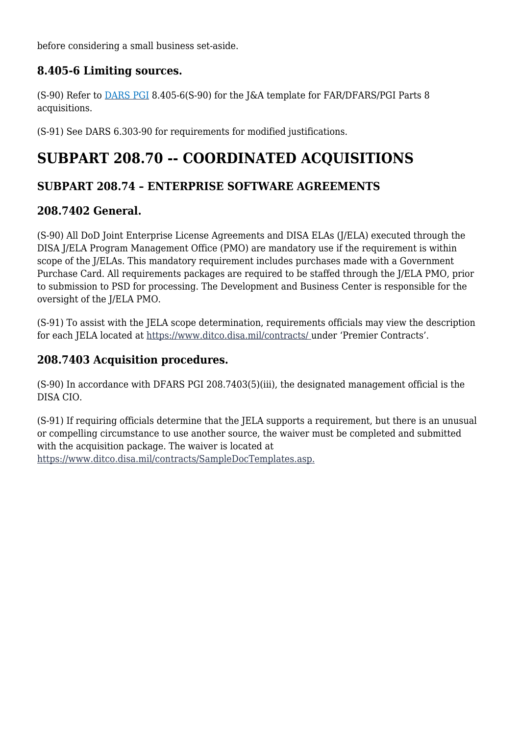before considering a small business set-aside.

### 8.405-6 Limiting sources.

(S-90) Refer to [DARS PGI](#) 8.405-6(S-90) for the J&A template for FAR/DFARS/PGI Parts 8 acquisitions.

(S-91) See DARS 6.303-90 for requirements for modified justifications.

# SUBPART 208.70 -- COORDINATED ACQUISITIONS

## SUBPART 208.74 – ENTERPRISE SOFTWARE AGREEMENTS

### 208.7402 General.

(S-90) All DoD Joint Enterprise License Agreements and DISA ELAs (J/ELA) executed through the DISA J/ELA Program Management Office (PMO) are mandatory use if the requirement is within scope of the J/ELAs. This mandatory requirement includes purchases made with a Government Purchase Card. All requirements packages are required to be staffed through the J/ELA PMO, prior to submission to PSD for processing. The Development and Business Center is responsible for the oversight of the J/ELA PMO.

(S-91) To assist with the JELA scope determination, requirements officials may view the description for each JELA located at https://www.ditco.disa.mil/contracts/ under 'Premier Contracts'.

### 208.7403 Acquisition procedures.

(S-90) In accordance with DFARS PGI 208.7403(5)(iii), the designated management official is the DISA CIO.

(S-91) If requiring officials determine that the JELA supports a requirement, but there is an unusual or compelling circumstance to use another source, the waiver must be completed and submitted with the acquisition package. The waiver is located at https://www.ditco.disa.mil/contracts/SampleDocTemplates.asp.